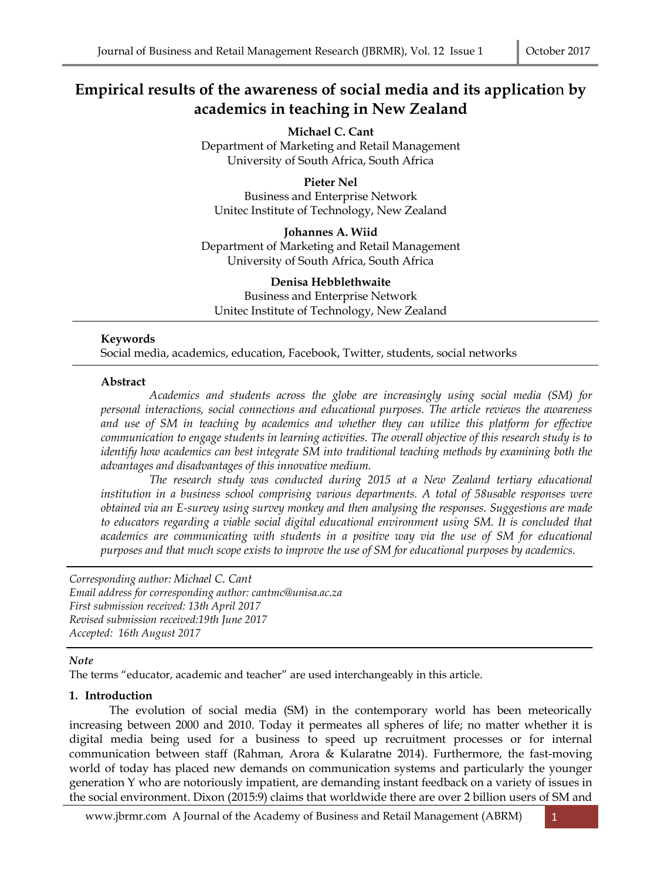# Empirical results of the awareness of social media and its application by academics in teaching in New Zealand

**Michael C. Cant**
Department of Marketing and Retail Management
University of South Africa, South Africa

**Pieter Nel**
Business and Enterprise Network
Unitec Institute of Technology, New Zealand

**Johannes A. Wiid**
Department of Marketing and Retail Management
University of South Africa, South Africa

**Denisa Hebblethwaite**
Business and Enterprise Network
Unitec Institute of Technology, New Zealand

---

**Keywords**
Social media, academics, education, Facebook, Twitter, students, social networks

---

**Abstract**

*Academics and students across the globe are increasingly using social media (SM) for personal interactions, social connections and educational purposes. The article reviews the awareness and use of SM in teaching by academics and whether they can utilize this platform for effective communication to engage students in learning activities. The overall objective of this research study is to identify how academics can best integrate SM into traditional teaching methods by examining both the advantages and disadvantages of this innovative medium.*

*The research study was conducted during 2015 at a New Zealand tertiary educational institution in a business school comprising various departments. A total of 58usable responses were obtained via an E-survey using survey monkey and then analysing the responses. Suggestions are made to educators regarding a viable social digital educational environment using SM. It is concluded that academics are communicating with students in a positive way via the use of SM for educational purposes and that much scope exists to improve the use of SM for educational purposes by academics.*

---

*Corresponding author: Michael C. Cant*
*Email address for corresponding author: cantmc@unisa.ac.za*
*First submission received: 13th April 2017*
*Revised submission received:19th June 2017*
*Accepted: 16th August 2017*

---

***Note***
The terms "educator, academic and teacher" are used interchangeably in this article.

## 1. Introduction

The evolution of social media (SM) in the contemporary world has been meteorically increasing between 2000 and 2010. Today it permeates all spheres of life; no matter whether it is digital media being used for a business to speed up recruitment processes or for internal communication between staff (Rahman, Arora & Kularatne 2014). Furthermore, the fast-moving world of today has placed new demands on communication systems and particularly the younger generation Y who are notoriously impatient, are demanding instant feedback on a variety of issues in the social environment. Dixon (2015:9) claims that worldwide there are over 2 billion users of SM and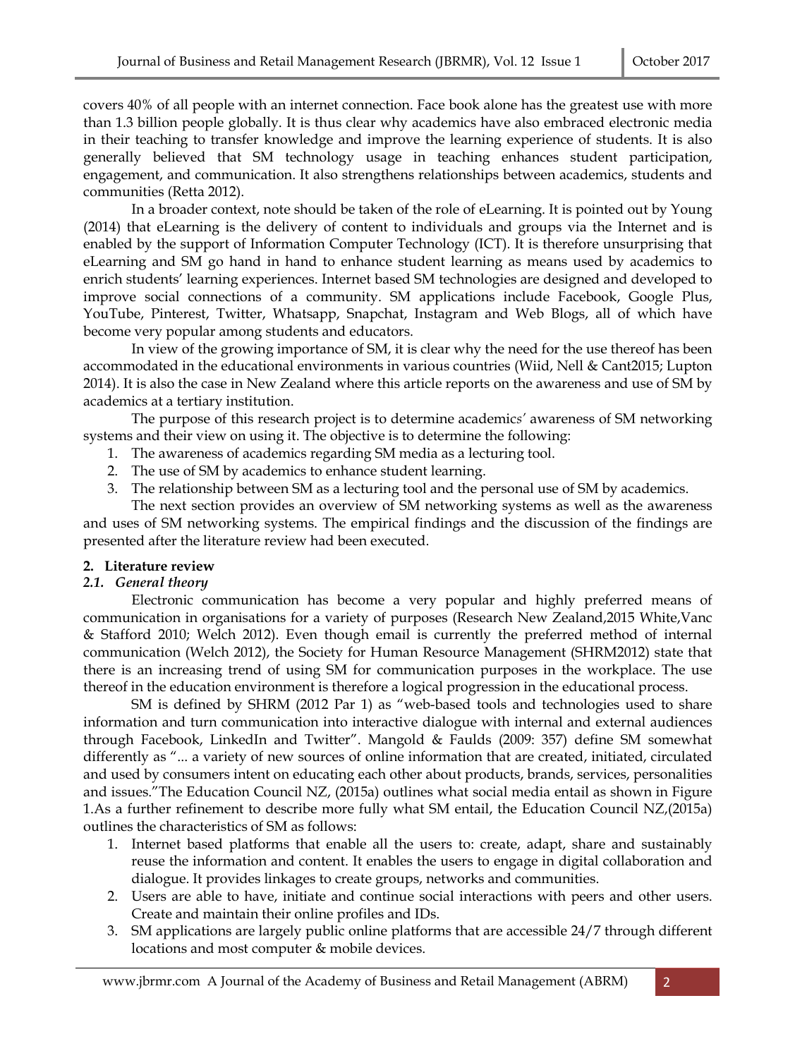covers 40% of all people with an internet connection. Face book alone has the greatest use with more than 1.3 billion people globally. It is thus clear why academics have also embraced electronic media in their teaching to transfer knowledge and improve the learning experience of students. It is also generally believed that SM technology usage in teaching enhances student participation, engagement, and communication. It also strengthens relationships between academics, students and communities (Retta 2012).

In a broader context, note should be taken of the role of eLearning. It is pointed out by Young (2014) that eLearning is the delivery of content to individuals and groups via the Internet and is enabled by the support of Information Computer Technology (ICT). It is therefore unsurprising that eLearning and SM go hand in hand to enhance student learning as means used by academics to enrich students' learning experiences. Internet based SM technologies are designed and developed to improve social connections of a community. SM applications include Facebook, Google Plus, YouTube, Pinterest, Twitter, Whatsapp, Snapchat, Instagram and Web Blogs, all of which have become very popular among students and educators.

In view of the growing importance of SM, it is clear why the need for the use thereof has been accommodated in the educational environments in various countries (Wiid, Nell & Cant2015; Lupton 2014). It is also the case in New Zealand where this article reports on the awareness and use of SM by academics at a tertiary institution.

The purpose of this research project is to determine academics' awareness of SM networking systems and their view on using it. The objective is to determine the following:

1. The awareness of academics regarding SM media as a lecturing tool.
2. The use of SM by academics to enhance student learning.
3. The relationship between SM as a lecturing tool and the personal use of SM by academics.

The next section provides an overview of SM networking systems as well as the awareness and uses of SM networking systems. The empirical findings and the discussion of the findings are presented after the literature review had been executed.

## 2. Literature review

### *2.1. General theory*

Electronic communication has become a very popular and highly preferred means of communication in organisations for a variety of purposes (Research New Zealand,2015 White,Vanc & Stafford 2010; Welch 2012). Even though email is currently the preferred method of internal communication (Welch 2012), the Society for Human Resource Management (SHRM2012) state that there is an increasing trend of using SM for communication purposes in the workplace. The use thereof in the education environment is therefore a logical progression in the educational process.

SM is defined by SHRM (2012 Par 1) as "web-based tools and technologies used to share information and turn communication into interactive dialogue with internal and external audiences through Facebook, LinkedIn and Twitter". Mangold & Faulds (2009: 357) define SM somewhat differently as "... a variety of new sources of online information that are created, initiated, circulated and used by consumers intent on educating each other about products, brands, services, personalities and issues."The Education Council NZ, (2015a) outlines what social media entail as shown in Figure 1.As a further refinement to describe more fully what SM entail, the Education Council NZ,(2015a) outlines the characteristics of SM as follows:

1. Internet based platforms that enable all the users to: create, adapt, share and sustainably reuse the information and content. It enables the users to engage in digital collaboration and dialogue. It provides linkages to create groups, networks and communities.
2. Users are able to have, initiate and continue social interactions with peers and other users. Create and maintain their online profiles and IDs.
3. SM applications are largely public online platforms that are accessible 24/7 through different locations and most computer & mobile devices.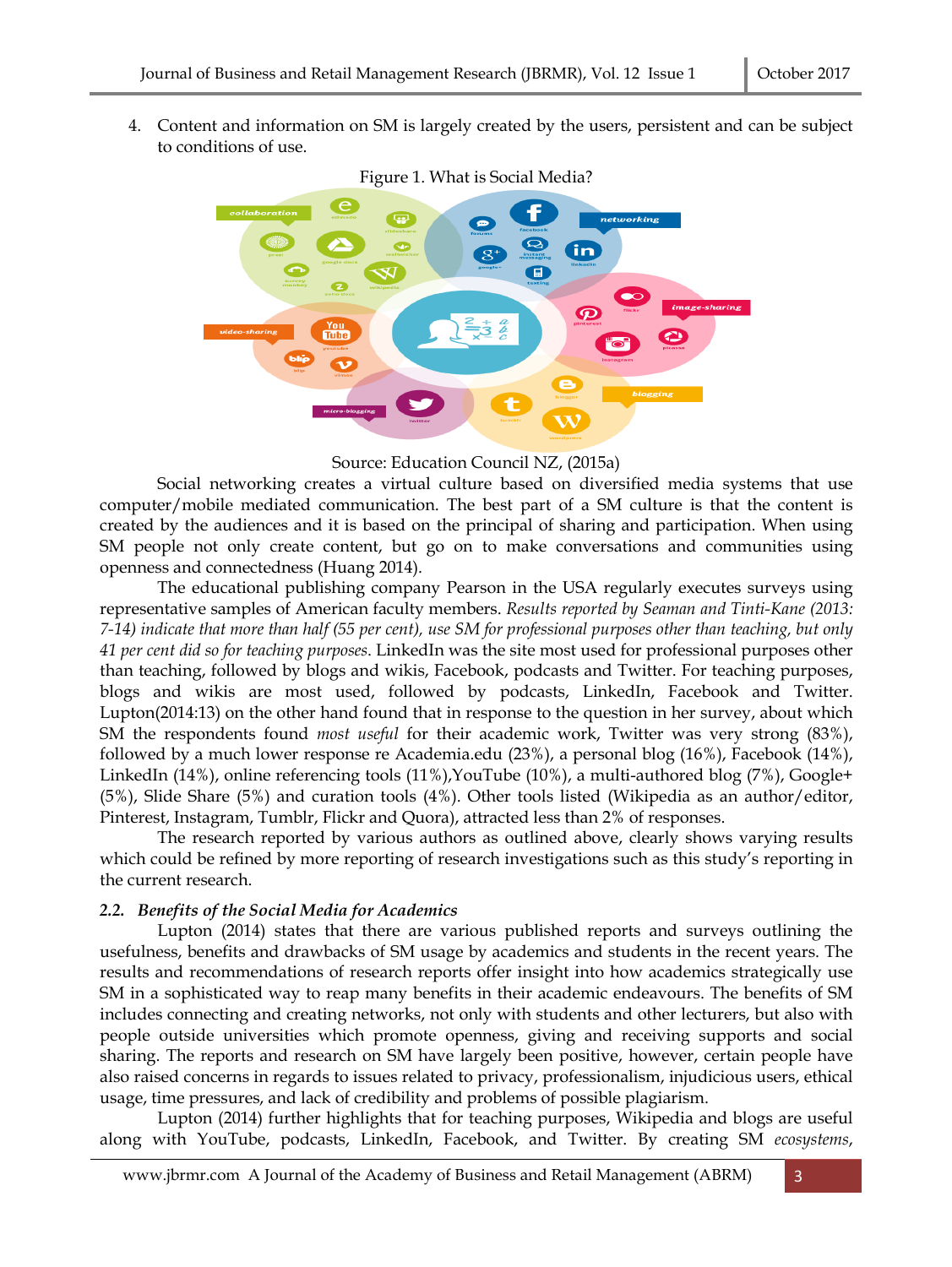4. Content and information on SM is largely created by the users, persistent and can be subject to conditions of use.

Figure 1. What is Social Media?

Source: Education Council NZ, (2015a)

Social networking creates a virtual culture based on diversified media systems that use computer/mobile mediated communication. The best part of a SM culture is that the content is created by the audiences and it is based on the principal of sharing and participation. When using SM people not only create content, but go on to make conversations and communities using openness and connectedness (Huang 2014).

The educational publishing company Pearson in the USA regularly executes surveys using representative samples of American faculty members. *Results reported by Seaman and Tinti-Kane (2013: 7-14) indicate that more than half (55 per cent), use SM for professional purposes other than teaching, but only 41 per cent did so for teaching purposes*. LinkedIn was the site most used for professional purposes other than teaching, followed by blogs and wikis, Facebook, podcasts and Twitter. For teaching purposes, blogs and wikis are most used, followed by podcasts, LinkedIn, Facebook and Twitter. Lupton(2014:13) on the other hand found that in response to the question in her survey, about which SM the respondents found *most useful* for their academic work, Twitter was very strong (83%), followed by a much lower response re Academia.edu (23%), a personal blog (16%), Facebook (14%), LinkedIn (14%), online referencing tools (11%),YouTube (10%), a multi-authored blog (7%), Google+ (5%), Slide Share (5%) and curation tools (4%). Other tools listed (Wikipedia as an author/editor, Pinterest, Instagram, Tumblr, Flickr and Quora), attracted less than 2% of responses.

The research reported by various authors as outlined above, clearly shows varying results which could be refined by more reporting of research investigations such as this study's reporting in the current research.

### 2.2. *Benefits of the Social Media for Academics*

Lupton (2014) states that there are various published reports and surveys outlining the usefulness, benefits and drawbacks of SM usage by academics and students in the recent years. The results and recommendations of research reports offer insight into how academics strategically use SM in a sophisticated way to reap many benefits in their academic endeavours. The benefits of SM includes connecting and creating networks, not only with students and other lecturers, but also with people outside universities which promote openness, giving and receiving supports and social sharing. The reports and research on SM have largely been positive, however, certain people have also raised concerns in regards to issues related to privacy, professionalism, injudicious users, ethical usage, time pressures, and lack of credibility and problems of possible plagiarism.

Lupton (2014) further highlights that for teaching purposes, Wikipedia and blogs are useful along with YouTube, podcasts, LinkedIn, Facebook, and Twitter. By creating SM *ecosystems*,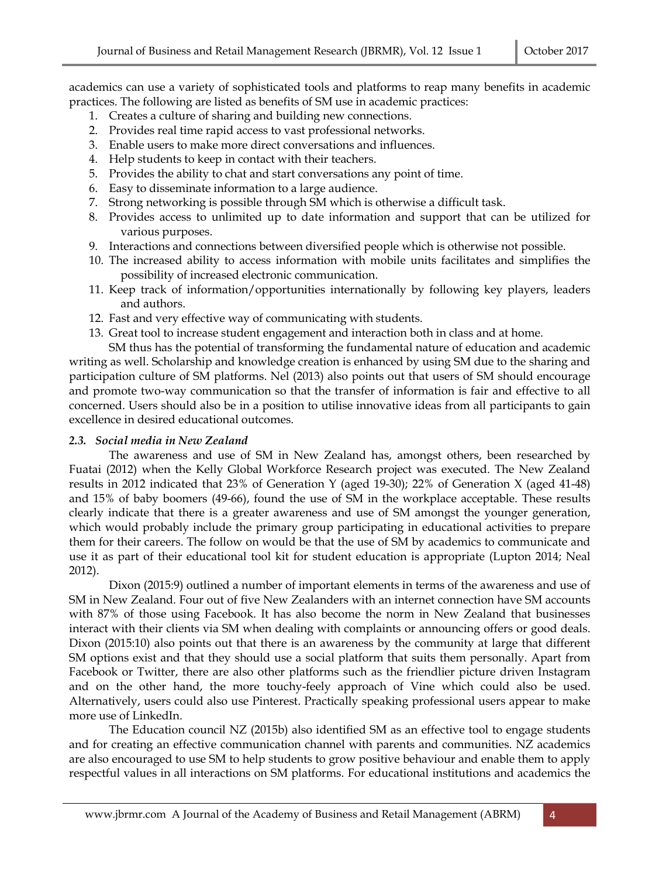academics can use a variety of sophisticated tools and platforms to reap many benefits in academic practices. The following are listed as benefits of SM use in academic practices:

1. Creates a culture of sharing and building new connections.
2. Provides real time rapid access to vast professional networks.
3. Enable users to make more direct conversations and influences.
4. Help students to keep in contact with their teachers.
5. Provides the ability to chat and start conversations any point of time.
6. Easy to disseminate information to a large audience.
7. Strong networking is possible through SM which is otherwise a difficult task.
8. Provides access to unlimited up to date information and support that can be utilized for various purposes.
9. Interactions and connections between diversified people which is otherwise not possible.
10. The increased ability to access information with mobile units facilitates and simplifies the possibility of increased electronic communication.
11. Keep track of information/opportunities internationally by following key players, leaders and authors.
12. Fast and very effective way of communicating with students.
13. Great tool to increase student engagement and interaction both in class and at home.

SM thus has the potential of transforming the fundamental nature of education and academic writing as well. Scholarship and knowledge creation is enhanced by using SM due to the sharing and participation culture of SM platforms. Nel (2013) also points out that users of SM should encourage and promote two-way communication so that the transfer of information is fair and effective to all concerned. Users should also be in a position to utilise innovative ideas from all participants to gain excellence in desired educational outcomes.

### *2.3. Social media in New Zealand*

The awareness and use of SM in New Zealand has, amongst others, been researched by Fuatai (2012) when the Kelly Global Workforce Research project was executed. The New Zealand results in 2012 indicated that 23% of Generation Y (aged 19-30); 22% of Generation X (aged 41-48) and 15% of baby boomers (49-66), found the use of SM in the workplace acceptable. These results clearly indicate that there is a greater awareness and use of SM amongst the younger generation, which would probably include the primary group participating in educational activities to prepare them for their careers. The follow on would be that the use of SM by academics to communicate and use it as part of their educational tool kit for student education is appropriate (Lupton 2014; Neal 2012).

Dixon (2015:9) outlined a number of important elements in terms of the awareness and use of SM in New Zealand. Four out of five New Zealanders with an internet connection have SM accounts with 87% of those using Facebook. It has also become the norm in New Zealand that businesses interact with their clients via SM when dealing with complaints or announcing offers or good deals. Dixon (2015:10) also points out that there is an awareness by the community at large that different SM options exist and that they should use a social platform that suits them personally. Apart from Facebook or Twitter, there are also other platforms such as the friendlier picture driven Instagram and on the other hand, the more touchy-feely approach of Vine which could also be used. Alternatively, users could also use Pinterest. Practically speaking professional users appear to make more use of LinkedIn.

The Education council NZ (2015b) also identified SM as an effective tool to engage students and for creating an effective communication channel with parents and communities. NZ academics are also encouraged to use SM to help students to grow positive behaviour and enable them to apply respectful values in all interactions on SM platforms. For educational institutions and academics the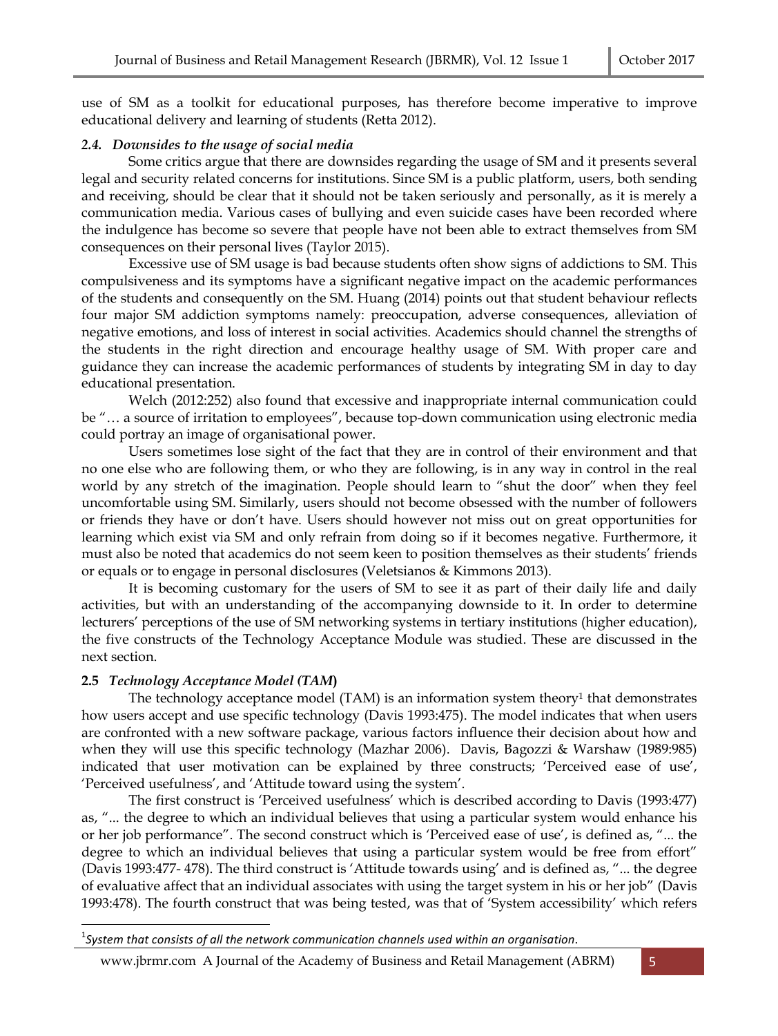use of SM as a toolkit for educational purposes, has therefore become imperative to improve educational delivery and learning of students (Retta 2012).

### *2.4. Downsides to the usage of social media*

Some critics argue that there are downsides regarding the usage of SM and it presents several legal and security related concerns for institutions. Since SM is a public platform, users, both sending and receiving, should be clear that it should not be taken seriously and personally, as it is merely a communication media. Various cases of bullying and even suicide cases have been recorded where the indulgence has become so severe that people have not been able to extract themselves from SM consequences on their personal lives (Taylor 2015).

Excessive use of SM usage is bad because students often show signs of addictions to SM. This compulsiveness and its symptoms have a significant negative impact on the academic performances of the students and consequently on the SM. Huang (2014) points out that student behaviour reflects four major SM addiction symptoms namely: preoccupation, adverse consequences, alleviation of negative emotions, and loss of interest in social activities. Academics should channel the strengths of the students in the right direction and encourage healthy usage of SM. With proper care and guidance they can increase the academic performances of students by integrating SM in day to day educational presentation.

Welch (2012:252) also found that excessive and inappropriate internal communication could be "… a source of irritation to employees", because top-down communication using electronic media could portray an image of organisational power.

Users sometimes lose sight of the fact that they are in control of their environment and that no one else who are following them, or who they are following, is in any way in control in the real world by any stretch of the imagination. People should learn to "shut the door" when they feel uncomfortable using SM. Similarly, users should not become obsessed with the number of followers or friends they have or don't have. Users should however not miss out on great opportunities for learning which exist via SM and only refrain from doing so if it becomes negative. Furthermore, it must also be noted that academics do not seem keen to position themselves as their students' friends or equals or to engage in personal disclosures (Veletsianos & Kimmons 2013).

It is becoming customary for the users of SM to see it as part of their daily life and daily activities, but with an understanding of the accompanying downside to it. In order to determine lecturers' perceptions of the use of SM networking systems in tertiary institutions (higher education), the five constructs of the Technology Acceptance Module was studied. These are discussed in the next section.

### **2.5** ***Technology Acceptance Model (TAM)***

The technology acceptance model (TAM) is an information system theory[1] that demonstrates how users accept and use specific technology (Davis 1993:475). The model indicates that when users are confronted with a new software package, various factors influence their decision about how and when they will use this specific technology (Mazhar 2006). Davis, Bagozzi & Warshaw (1989:985) indicated that user motivation can be explained by three constructs; 'Perceived ease of use', 'Perceived usefulness', and 'Attitude toward using the system'.

The first construct is 'Perceived usefulness' which is described according to Davis (1993:477) as, "... the degree to which an individual believes that using a particular system would enhance his or her job performance". The second construct which is 'Perceived ease of use', is defined as, "... the degree to which an individual believes that using a particular system would be free from effort" (Davis 1993:477- 478). The third construct is 'Attitude towards using' and is defined as, "... the degree of evaluative affect that an individual associates with using the target system in his or her job" (Davis 1993:478). The fourth construct that was being tested, was that of 'System accessibility' which refers

---

[1] *System that consists of all the network communication channels used within an organisation*.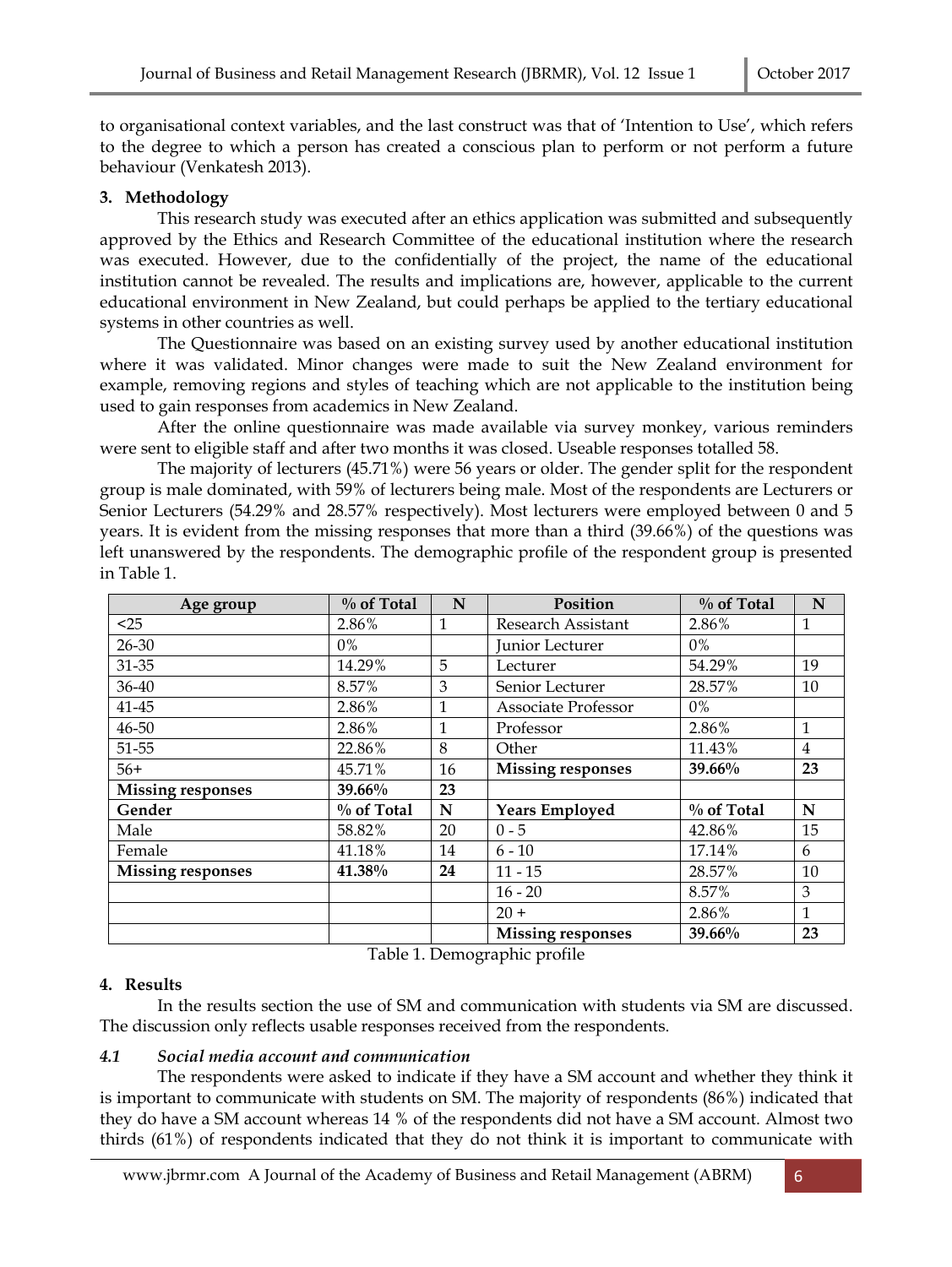to organisational context variables, and the last construct was that of 'Intention to Use', which refers to the degree to which a person has created a conscious plan to perform or not perform a future behaviour (Venkatesh 2013).

## 3. Methodology

This research study was executed after an ethics application was submitted and subsequently approved by the Ethics and Research Committee of the educational institution where the research was executed. However, due to the confidentially of the project, the name of the educational institution cannot be revealed. The results and implications are, however, applicable to the current educational environment in New Zealand, but could perhaps be applied to the tertiary educational systems in other countries as well.

The Questionnaire was based on an existing survey used by another educational institution where it was validated. Minor changes were made to suit the New Zealand environment for example, removing regions and styles of teaching which are not applicable to the institution being used to gain responses from academics in New Zealand.

After the online questionnaire was made available via survey monkey, various reminders were sent to eligible staff and after two months it was closed. Useable responses totalled 58.

The majority of lecturers (45.71%) were 56 years or older. The gender split for the respondent group is male dominated, with 59% of lecturers being male. Most of the respondents are Lecturers or Senior Lecturers (54.29% and 28.57% respectively). Most lecturers were employed between 0 and 5 years. It is evident from the missing responses that more than a third (39.66%) of the questions was left unanswered by the respondents. The demographic profile of the respondent group is presented in Table 1.

| Age group | % of Total | N | Position | % of Total | N |
|---|---|---|---|---|---|
| <25 | 2.86% | 1 | Research Assistant | 2.86% | 1 |
| 26-30 | 0% | | Junior Lecturer | 0% | |
| 31-35 | 14.29% | 5 | Lecturer | 54.29% | 19 |
| 36-40 | 8.57% | 3 | Senior Lecturer | 28.57% | 10 |
| 41-45 | 2.86% | 1 | Associate Professor | 0% | |
| 46-50 | 2.86% | 1 | Professor | 2.86% | 1 |
| 51-55 | 22.86% | 8 | Other | 11.43% | 4 |
| 56+ | 45.71% | 16 | **Missing responses** | **39.66%** | **23** |
| **Missing responses** | **39.66%** | **23** | | | |
| **Gender** | **% of Total** | **N** | **Years Employed** | **% of Total** | **N** |
| Male | 58.82% | 20 | 0 - 5 | 42.86% | 15 |
| Female | 41.18% | 14 | 6 - 10 | 17.14% | 6 |
| **Missing responses** | **41.38%** | **24** | 11 - 15 | 28.57% | 10 |
| | | | 16 - 20 | 8.57% | 3 |
| | | | 20 + | 2.86% | 1 |
| | | | **Missing responses** | **39.66%** | **23** |

Table 1. Demographic profile

## 4. Results

In the results section the use of SM and communication with students via SM are discussed. The discussion only reflects usable responses received from the respondents.

### *4.1 Social media account and communication*

The respondents were asked to indicate if they have a SM account and whether they think it is important to communicate with students on SM. The majority of respondents (86%) indicated that they do have a SM account whereas 14 % of the respondents did not have a SM account. Almost two thirds (61%) of respondents indicated that they do not think it is important to communicate with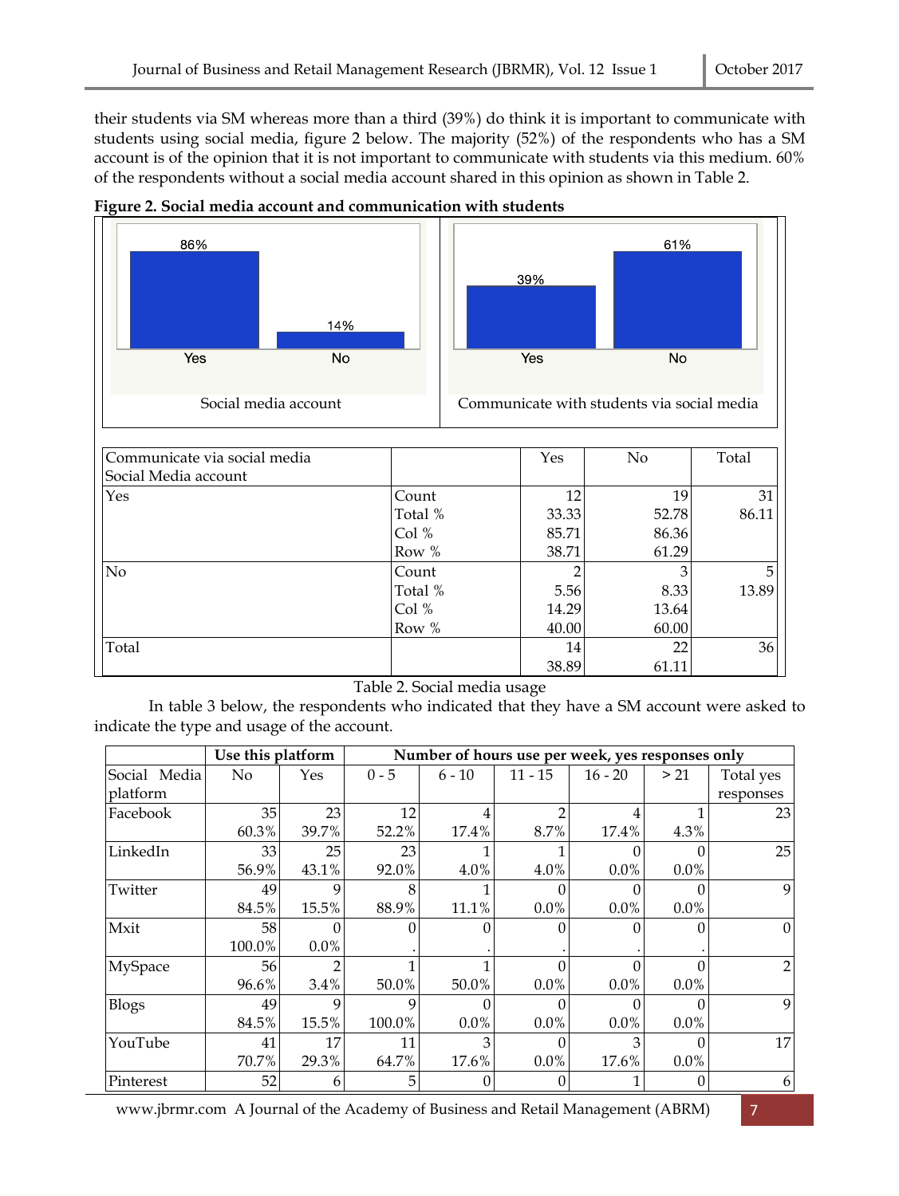their students via SM whereas more than a third (39%) do think it is important to communicate with students using social media, figure 2 below. The majority (52%) of the respondents who has a SM account is of the opinion that it is not important to communicate with students via this medium. 60% of the respondents without a social media account shared in this opinion as shown in Table 2.

**Figure 2. Social media account and communication with students**

| Social media account | |
|---|---|
| Yes | 86% |
| No | 14% |

| Communicate with students via social media | |
|---|---|
| Yes | 39% |
| No | 61% |

| Communicate via social media / Social Media account | | Yes | No | Total |
|---|---|---|---|---|
| Yes | Count | 12 | 19 | 31 |
| | Total % | 33.33 | 52.78 | 86.11 |
| | Col % | 85.71 | 86.36 | |
| | Row % | 38.71 | 61.29 | |
| No | Count | 2 | 3 | 5 |
| | Total % | 5.56 | 8.33 | 13.89 |
| | Col % | 14.29 | 13.64 | |
| | Row % | 40.00 | 60.00 | |
| Total | | 14 | 22 | 36 |
| | | 38.89 | 61.11 | |

Table 2. Social media usage

In table 3 below, the respondents who indicated that they have a SM account were asked to indicate the type and usage of the account.

| | Use this platform | | Number of hours use per week, yes responses only | | | | | |
|---|---|---|---|---|---|---|---|---|
| Social Media platform | No | Yes | 0 - 5 | 6 - 10 | 11 - 15 | 16 - 20 | > 21 | Total yes responses |
| Facebook | 35 | 23 | 12 | 4 | 2 | 4 | 1 | 23 |
| | 60.3% | 39.7% | 52.2% | 17.4% | 8.7% | 17.4% | 4.3% | |
| LinkedIn | 33 | 25 | 23 | 1 | 1 | 0 | 0 | 25 |
| | 56.9% | 43.1% | 92.0% | 4.0% | 4.0% | 0.0% | 0.0% | |
| Twitter | 49 | 9 | 8 | 1 | 0 | 0 | 0 | 9 |
| | 84.5% | 15.5% | 88.9% | 11.1% | 0.0% | 0.0% | 0.0% | |
| Mxit | 58 | 0 | 0 | 0 | 0 | 0 | 0 | 0 |
| | 100.0% | 0.0% | . | . | . | . | . | |
| MySpace | 56 | 2 | 1 | 1 | 0 | 0 | 0 | 2 |
| | 96.6% | 3.4% | 50.0% | 50.0% | 0.0% | 0.0% | 0.0% | |
| Blogs | 49 | 9 | 9 | 0 | 0 | 0 | 0 | 9 |
| | 84.5% | 15.5% | 100.0% | 0.0% | 0.0% | 0.0% | 0.0% | |
| YouTube | 41 | 17 | 11 | 3 | 0 | 3 | 0 | 17 |
| | 70.7% | 29.3% | 64.7% | 17.6% | 0.0% | 17.6% | 0.0% | |
| Pinterest | 52 | 6 | 5 | 0 | 0 | 1 | 0 | 6 |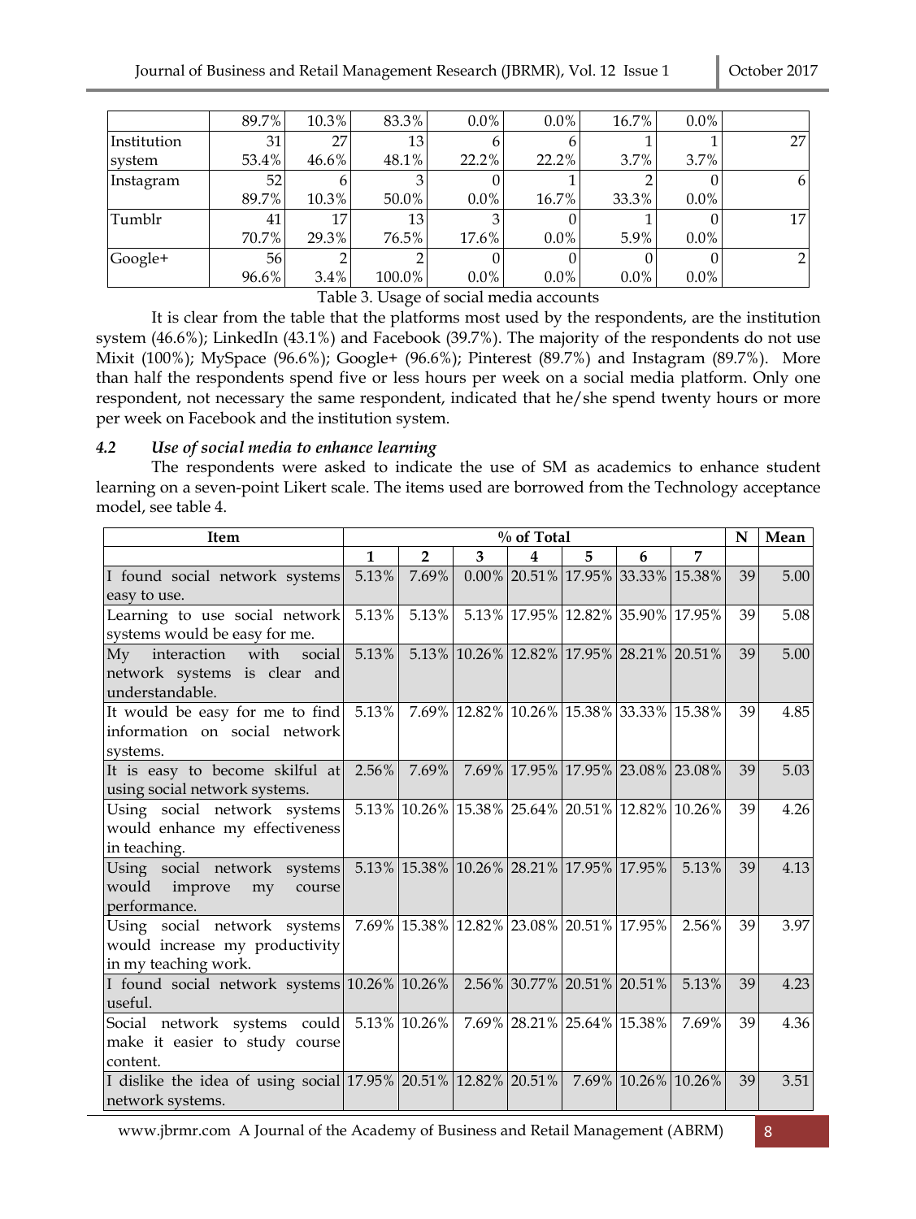| | | | | | | | | |
|---|---|---|---|---|---|---|---|---|
| | 89.7% | 10.3% | 83.3% | 0.0% | 0.0% | 16.7% | 0.0% | |
| Institution | 31 | 27 | 13 | 6 | 6 | 1 | 1 | 27 |
| system | 53.4% | 46.6% | 48.1% | 22.2% | 22.2% | 3.7% | 3.7% | |
| Instagram | 52 | 6 | 3 | 0 | 1 | 2 | 0 | 6 |
| | 89.7% | 10.3% | 50.0% | 0.0% | 16.7% | 33.3% | 0.0% | |
| Tumblr | 41 | 17 | 13 | 3 | 0 | 1 | 0 | 17 |
| | 70.7% | 29.3% | 76.5% | 17.6% | 0.0% | 5.9% | 0.0% | |
| Google+ | 56 | 2 | 2 | 0 | 0 | 0 | 0 | 2 |
| | 96.6% | 3.4% | 100.0% | 0.0% | 0.0% | 0.0% | 0.0% | |

Table 3. Usage of social media accounts

It is clear from the table that the platforms most used by the respondents, are the institution system (46.6%); LinkedIn (43.1%) and Facebook (39.7%). The majority of the respondents do not use Mixit (100%); MySpace (96.6%); Google+ (96.6%); Pinterest (89.7%) and Instagram (89.7%). More than half the respondents spend five or less hours per week on a social media platform. Only one respondent, not necessary the same respondent, indicated that he/she spend twenty hours or more per week on Facebook and the institution system.

### 4.2 *Use of social media to enhance learning*

The respondents were asked to indicate the use of SM as academics to enhance student learning on a seven-point Likert scale. The items used are borrowed from the Technology acceptance model, see table 4.

| Item | % of Total | | | | | | | N | Mean |
|---|---|---|---|---|---|---|---|---|---|
| | 1 | 2 | 3 | 4 | 5 | 6 | 7 | | |
| I found social network systems easy to use. | 5.13% | 7.69% | 0.00% | 20.51% | 17.95% | 33.33% | 15.38% | 39 | 5.00 |
| Learning to use social network systems would be easy for me. | 5.13% | 5.13% | 5.13% | 17.95% | 12.82% | 35.90% | 17.95% | 39 | 5.08 |
| My interaction with social network systems is clear and understandable. | 5.13% | 5.13% | 10.26% | 12.82% | 17.95% | 28.21% | 20.51% | 39 | 5.00 |
| It would be easy for me to find information on social network systems. | 5.13% | 7.69% | 12.82% | 10.26% | 15.38% | 33.33% | 15.38% | 39 | 4.85 |
| It is easy to become skilful at using social network systems. | 2.56% | 7.69% | 7.69% | 17.95% | 17.95% | 23.08% | 23.08% | 39 | 5.03 |
| Using social network systems would enhance my effectiveness in teaching. | 5.13% | 10.26% | 15.38% | 25.64% | 20.51% | 12.82% | 10.26% | 39 | 4.26 |
| Using social network systems would improve my course performance. | 5.13% | 15.38% | 10.26% | 28.21% | 17.95% | 17.95% | 5.13% | 39 | 4.13 |
| Using social network systems would increase my productivity in my teaching work. | 7.69% | 15.38% | 12.82% | 23.08% | 20.51% | 17.95% | 2.56% | 39 | 3.97 |
| I found social network systems useful. | 10.26% | 10.26% | 2.56% | 30.77% | 20.51% | 20.51% | 5.13% | 39 | 4.23 |
| Social network systems could make it easier to study course content. | 5.13% | 10.26% | 7.69% | 28.21% | 25.64% | 15.38% | 7.69% | 39 | 4.36 |
| I dislike the idea of using social network systems. | 17.95% | 20.51% | 12.82% | 20.51% | 7.69% | 10.26% | 10.26% | 39 | 3.51 |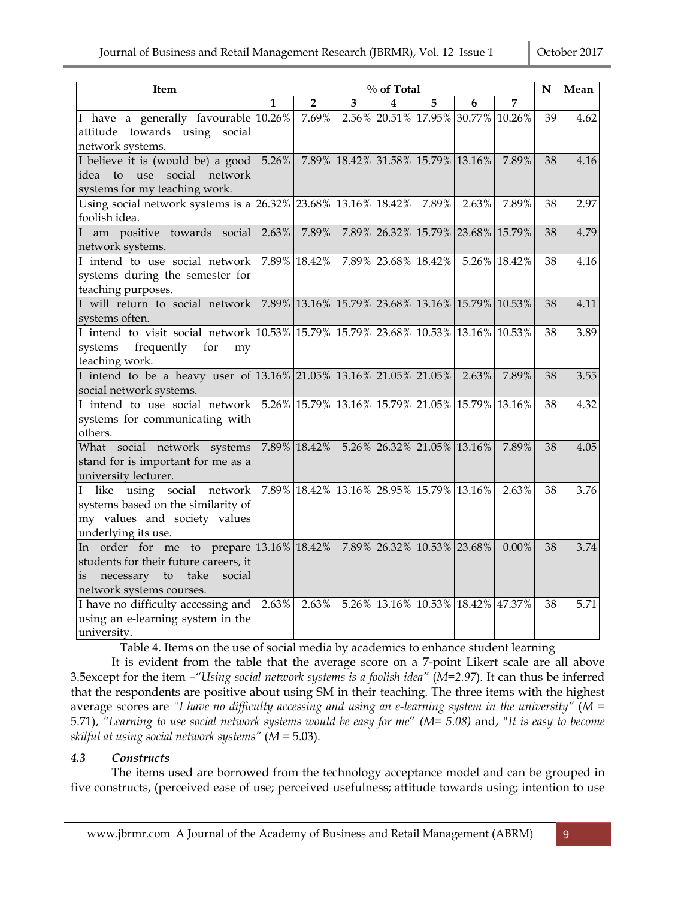| Item | % of Total | | | | | | | N | Mean |
|---|---|---|---|---|---|---|---|---|---|
| | 1 | 2 | 3 | 4 | 5 | 6 | 7 | | |
| I have a generally favourable attitude towards using social network systems. | 10.26% | 7.69% | 2.56% | 20.51% | 17.95% | 30.77% | 10.26% | 39 | 4.62 |
| I believe it is (would be) a good idea to use social network systems for my teaching work. | 5.26% | 7.89% | 18.42% | 31.58% | 15.79% | 13.16% | 7.89% | 38 | 4.16 |
| Using social network systems is a foolish idea. | 26.32% | 23.68% | 13.16% | 18.42% | 7.89% | 2.63% | 7.89% | 38 | 2.97 |
| I am positive towards social network systems. | 2.63% | 7.89% | 7.89% | 26.32% | 15.79% | 23.68% | 15.79% | 38 | 4.79 |
| I intend to use social network systems during the semester for teaching purposes. | 7.89% | 18.42% | 7.89% | 23.68% | 18.42% | 5.26% | 18.42% | 38 | 4.16 |
| I will return to social network systems often. | 7.89% | 13.16% | 15.79% | 23.68% | 13.16% | 15.79% | 10.53% | 38 | 4.11 |
| I intend to visit social network systems frequently for my teaching work. | 10.53% | 15.79% | 15.79% | 23.68% | 10.53% | 13.16% | 10.53% | 38 | 3.89 |
| I intend to be a heavy user of social network systems. | 13.16% | 21.05% | 13.16% | 21.05% | 21.05% | 2.63% | 7.89% | 38 | 3.55 |
| I intend to use social network systems for communicating with others. | 5.26% | 15.79% | 13.16% | 15.79% | 21.05% | 15.79% | 13.16% | 38 | 4.32 |
| What social network systems stand for is important for me as a university lecturer. | 7.89% | 18.42% | 5.26% | 26.32% | 21.05% | 13.16% | 7.89% | 38 | 4.05 |
| I like using social network systems based on the similarity of my values and society values underlying its use. | 7.89% | 18.42% | 13.16% | 28.95% | 15.79% | 13.16% | 2.63% | 38 | 3.76 |
| In order for me to prepare students for their future careers, it is necessary to take social network systems courses. | 13.16% | 18.42% | 7.89% | 26.32% | 10.53% | 23.68% | 0.00% | 38 | 3.74 |
| I have no difficulty accessing and using an e-learning system in the university. | 2.63% | 2.63% | 5.26% | 13.16% | 10.53% | 18.42% | 47.37% | 38 | 5.71 |

Table 4. Items on the use of social media by academics to enhance student learning

It is evident from the table that the average score on a 7-point Likert scale are all above 3.5except for the item –*"Using social network systems is a foolish idea"* (*M*=*2.97*). It can thus be inferred that the respondents are positive about using SM in their teaching. The three items with the highest average scores are *"I have no difficulty accessing and using an e-learning system in the university"* (*M* = 5.71), *"Learning to use social network systems would be easy for me" (M= 5.08)* and, *"It is easy to become skilful at using social network systems"* (*M* = 5.03).

### 4.3 *Constructs*

The items used are borrowed from the technology acceptance model and can be grouped in five constructs, (perceived ease of use; perceived usefulness; attitude towards using; intention to use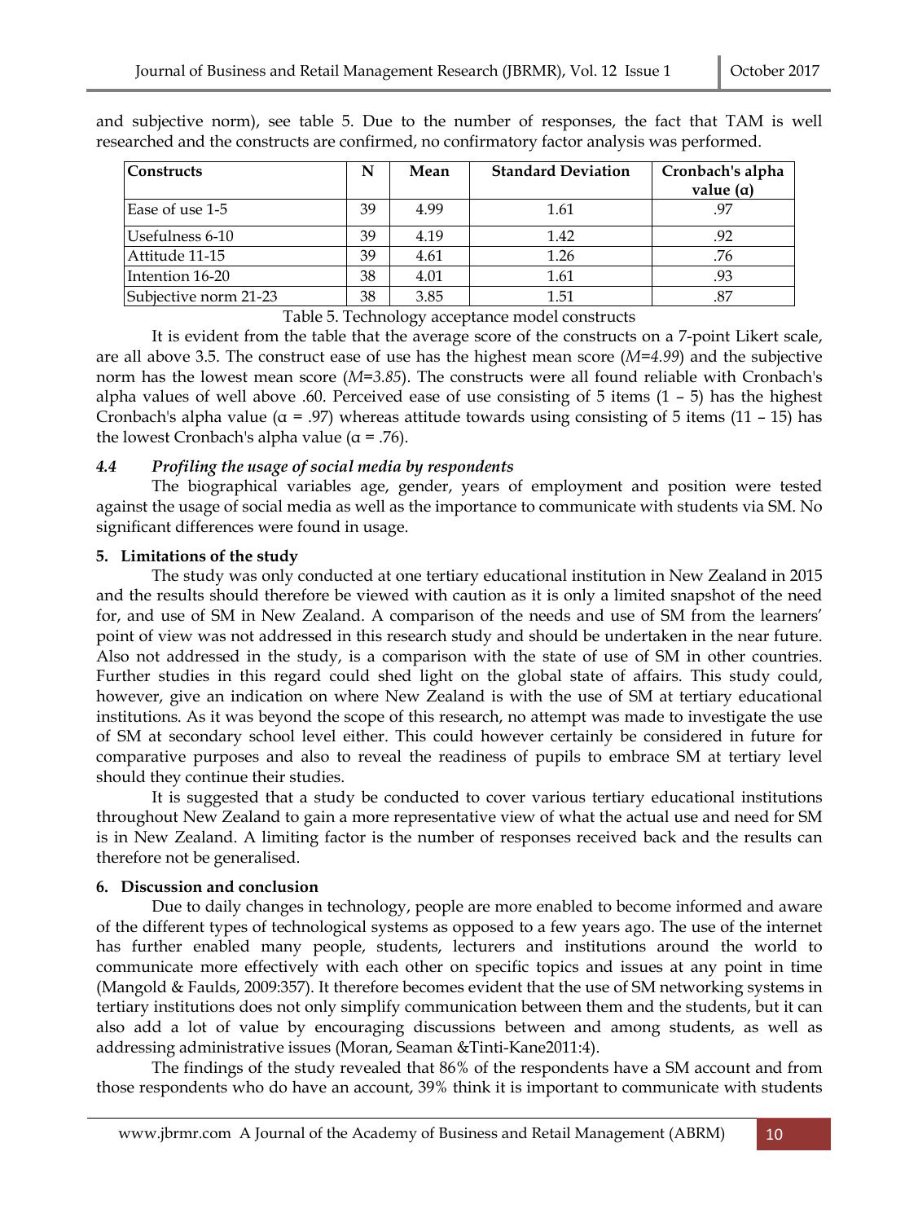and subjective norm), see table 5. Due to the number of responses, the fact that TAM is well researched and the constructs are confirmed, no confirmatory factor analysis was performed.

| Constructs | N | Mean | Standard Deviation | Cronbach's alpha value (α) |
|---|---|---|---|---|
| Ease of use 1-5 | 39 | 4.99 | 1.61 | .97 |
| Usefulness 6-10 | 39 | 4.19 | 1.42 | .92 |
| Attitude 11-15 | 39 | 4.61 | 1.26 | .76 |
| Intention 16-20 | 38 | 4.01 | 1.61 | .93 |
| Subjective norm 21-23 | 38 | 3.85 | 1.51 | .87 |

Table 5. Technology acceptance model constructs

It is evident from the table that the average score of the constructs on a 7-point Likert scale, are all above 3.5. The construct ease of use has the highest mean score (*M=4.99*) and the subjective norm has the lowest mean score (*M=3.85*). The constructs were all found reliable with Cronbach's alpha values of well above .60. Perceived ease of use consisting of 5 items (1 – 5) has the highest Cronbach's alpha value (α = .97) whereas attitude towards using consisting of 5 items (11 – 15) has the lowest Cronbach's alpha value (α = .76).

### *4.4 Profiling the usage of social media by respondents*

The biographical variables age, gender, years of employment and position were tested against the usage of social media as well as the importance to communicate with students via SM. No significant differences were found in usage.

## 5. Limitations of the study

The study was only conducted at one tertiary educational institution in New Zealand in 2015 and the results should therefore be viewed with caution as it is only a limited snapshot of the need for, and use of SM in New Zealand. A comparison of the needs and use of SM from the learners' point of view was not addressed in this research study and should be undertaken in the near future. Also not addressed in the study, is a comparison with the state of use of SM in other countries. Further studies in this regard could shed light on the global state of affairs. This study could, however, give an indication on where New Zealand is with the use of SM at tertiary educational institutions. As it was beyond the scope of this research, no attempt was made to investigate the use of SM at secondary school level either. This could however certainly be considered in future for comparative purposes and also to reveal the readiness of pupils to embrace SM at tertiary level should they continue their studies.

It is suggested that a study be conducted to cover various tertiary educational institutions throughout New Zealand to gain a more representative view of what the actual use and need for SM is in New Zealand. A limiting factor is the number of responses received back and the results can therefore not be generalised.

## 6. Discussion and conclusion

Due to daily changes in technology, people are more enabled to become informed and aware of the different types of technological systems as opposed to a few years ago. The use of the internet has further enabled many people, students, lecturers and institutions around the world to communicate more effectively with each other on specific topics and issues at any point in time (Mangold & Faulds, 2009:357). It therefore becomes evident that the use of SM networking systems in tertiary institutions does not only simplify communication between them and the students, but it can also add a lot of value by encouraging discussions between and among students, as well as addressing administrative issues (Moran, Seaman &Tinti-Kane2011:4).

The findings of the study revealed that 86% of the respondents have a SM account and from those respondents who do have an account, 39% think it is important to communicate with students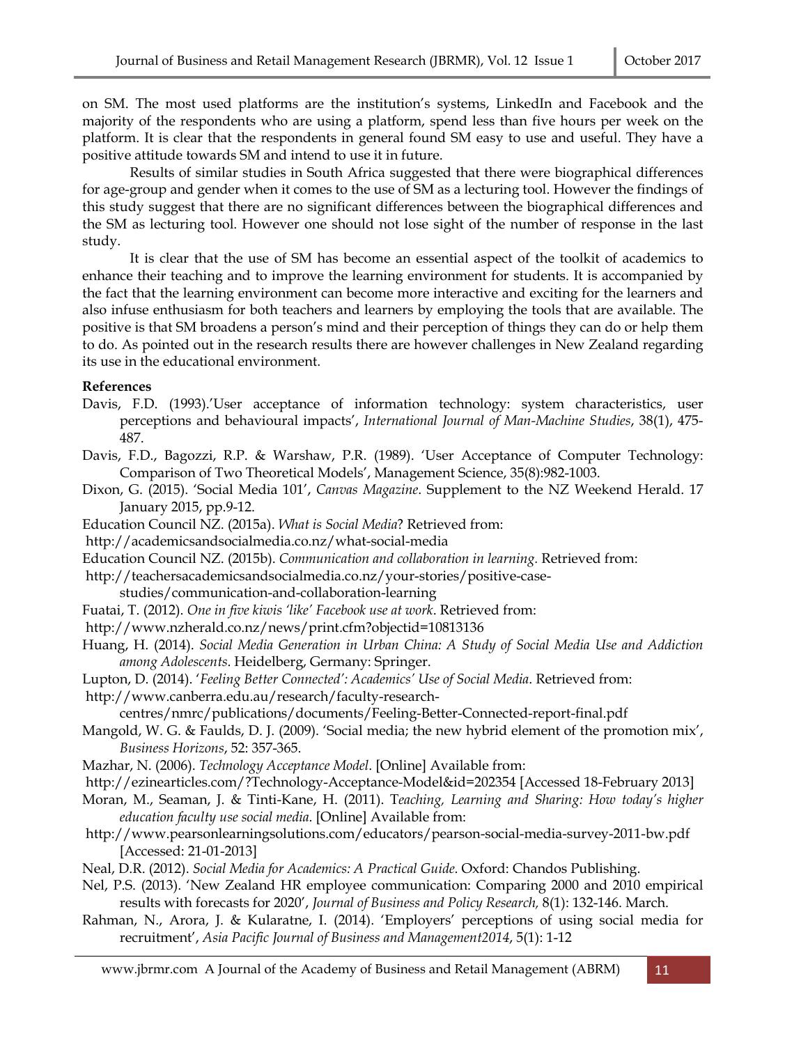on SM. The most used platforms are the institution's systems, LinkedIn and Facebook and the majority of the respondents who are using a platform, spend less than five hours per week on the platform. It is clear that the respondents in general found SM easy to use and useful. They have a positive attitude towards SM and intend to use it in future.

Results of similar studies in South Africa suggested that there were biographical differences for age-group and gender when it comes to the use of SM as a lecturing tool. However the findings of this study suggest that there are no significant differences between the biographical differences and the SM as lecturing tool. However one should not lose sight of the number of response in the last study.

It is clear that the use of SM has become an essential aspect of the toolkit of academics to enhance their teaching and to improve the learning environment for students. It is accompanied by the fact that the learning environment can become more interactive and exciting for the learners and also infuse enthusiasm for both teachers and learners by employing the tools that are available. The positive is that SM broadens a person's mind and their perception of things they can do or help them to do. As pointed out in the research results there are however challenges in New Zealand regarding its use in the educational environment.

**References**

Davis, F.D. (1993).'User acceptance of information technology: system characteristics, user perceptions and behavioural impacts', *International Journal of Man-Machine Studies*, 38(1), 475-487.

Davis, F.D., Bagozzi, R.P. & Warshaw, P.R. (1989). 'User Acceptance of Computer Technology: Comparison of Two Theoretical Models', Management Science, 35(8):982-1003.

Dixon, G. (2015). 'Social Media 101', *Canvas Magazine*. Supplement to the NZ Weekend Herald. 17 January 2015, pp.9-12.

Education Council NZ. (2015a). *What is Social Media*? Retrieved from: http://academicsandsocialmedia.co.nz/what-social-media

Education Council NZ. (2015b). *Communication and collaboration in learning*. Retrieved from: http://teachersacademicsandsocialmedia.co.nz/your-stories/positive-case-studies/communication-and-collaboration-learning

Fuatai, T. (2012). *One in five kiwis 'like' Facebook use at work*. Retrieved from: http://www.nzherald.co.nz/news/print.cfm?objectid=10813136

Huang, H. (2014). *Social Media Generation in Urban China: A Study of Social Media Use and Addiction among Adolescents*. Heidelberg, Germany: Springer.

Lupton, D. (2014). '*Feeling Better Connected': Academics' Use of Social Media*. Retrieved from: http://www.canberra.edu.au/research/faculty-research-centres/nmrc/publications/documents/Feeling-Better-Connected-report-final.pdf

Mangold, W. G. & Faulds, D. J. (2009). 'Social media; the new hybrid element of the promotion mix', *Business Horizons*, 52: 357-365.

Mazhar, N. (2006). *Technology Acceptance Model*. [Online] Available from: http://ezinearticles.com/?Technology-Acceptance-Model&id=202354 [Accessed 18-February 2013]

Moran, M., Seaman, J. & Tinti-Kane, H. (2011). T*eaching, Learning and Sharing: How today's higher education faculty use social media*. [Online] Available from: http://www.pearsonlearningsolutions.com/educators/pearson-social-media-survey-2011-bw.pdf [Accessed: 21-01-2013]

Neal, D.R. (2012). *Social Media for Academics: A Practical Guide*. Oxford: Chandos Publishing.

Nel, P.S. (2013). 'New Zealand HR employee communication: Comparing 2000 and 2010 empirical results with forecasts for 2020', *Journal of Business and Policy Research,* 8(1): 132-146. March.

Rahman, N., Arora, J. & Kularatne, I. (2014). 'Employers' perceptions of using social media for recruitment', *Asia Pacific Journal of Business and Management2014*, 5(1): 1-12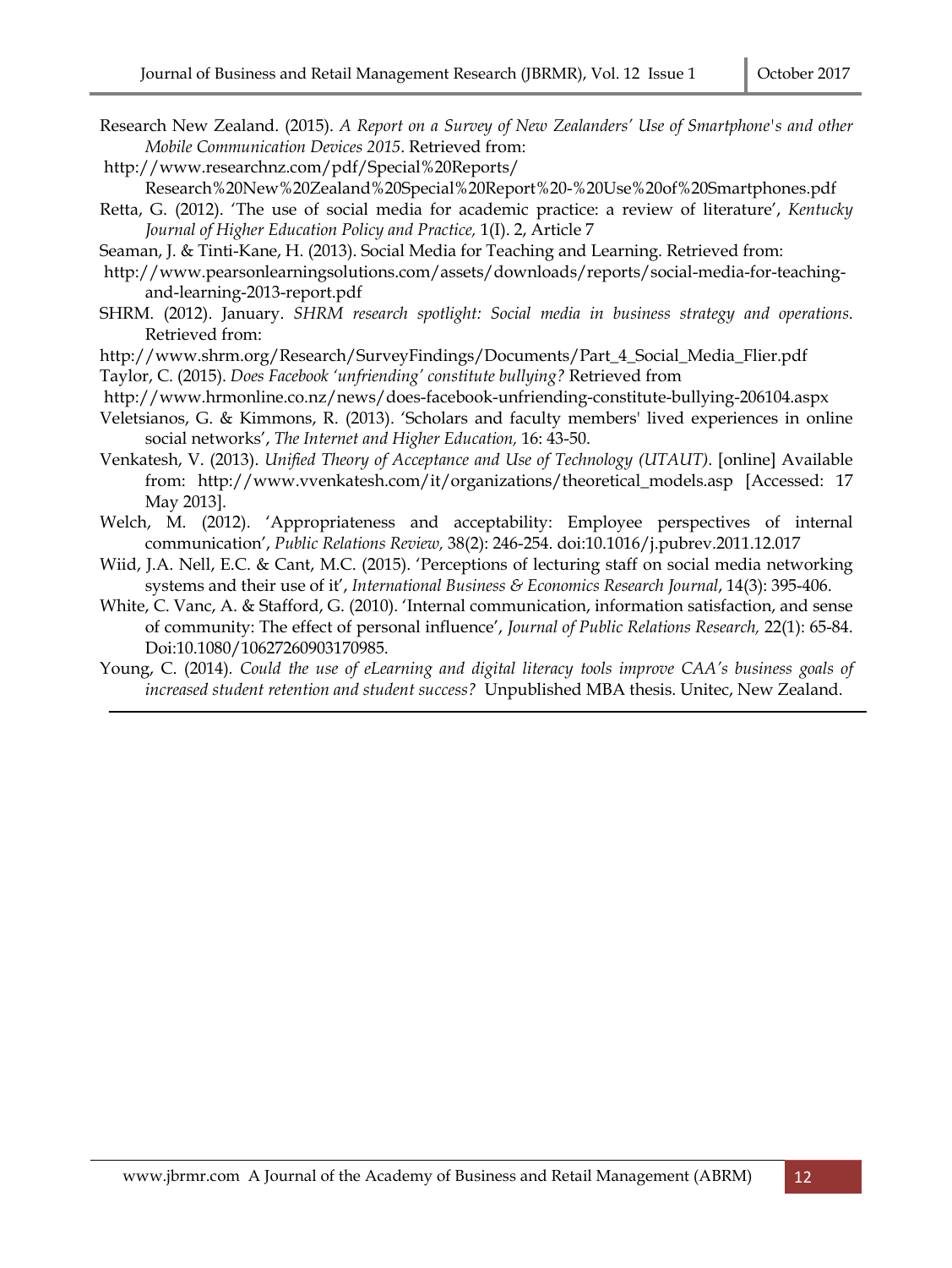Research New Zealand. (2015). *A Report on a Survey of New Zealanders' Use of Smartphone's and other Mobile Communication Devices 2015*. Retrieved from: http://www.researchnz.com/pdf/Special%20Reports/Research%20New%20Zealand%20Special%20Report%20-%20Use%20of%20Smartphones.pdf

Retta, G. (2012). 'The use of social media for academic practice: a review of literature', *Kentucky Journal of Higher Education Policy and Practice,* 1(I). 2, Article 7

Seaman, J. & Tinti-Kane, H. (2013). Social Media for Teaching and Learning. Retrieved from: http://www.pearsonlearningsolutions.com/assets/downloads/reports/social-media-for-teaching-and-learning-2013-report.pdf

SHRM. (2012). January. *SHRM research spotlight: Social media in business strategy and operations*. Retrieved from: http://www.shrm.org/Research/SurveyFindings/Documents/Part_4_Social_Media_Flier.pdf

Taylor, C. (2015). *Does Facebook 'unfriending' constitute bullying?* Retrieved from http://www.hrmonline.co.nz/news/does-facebook-unfriending-constitute-bullying-206104.aspx

Veletsianos, G. & Kimmons, R. (2013). 'Scholars and faculty members' lived experiences in online social networks', *The Internet and Higher Education,* 16: 43-50.

Venkatesh, V. (2013). *Unified Theory of Acceptance and Use of Technology (UTAUT)*. [online] Available from: http://www.vvenkatesh.com/it/organizations/theoretical_models.asp [Accessed: 17 May 2013].

Welch, M. (2012). 'Appropriateness and acceptability: Employee perspectives of internal communication', *Public Relations Review,* 38(2): 246-254. doi:10.1016/j.pubrev.2011.12.017

Wiid, J.A. Nell, E.C. & Cant, M.C. (2015). 'Perceptions of lecturing staff on social media networking systems and their use of it', *International Business & Economics Research Journal*, 14(3): 395-406.

White, C. Vanc, A. & Stafford, G. (2010). 'Internal communication, information satisfaction, and sense of community: The effect of personal influence', *Journal of Public Relations Research,* 22(1): 65-84. Doi:10.1080/10627260903170985.

Young, C. (2014). *Could the use of eLearning and digital literacy tools improve CAA's business goals of increased student retention and student success?* Unpublished MBA thesis. Unitec, New Zealand.